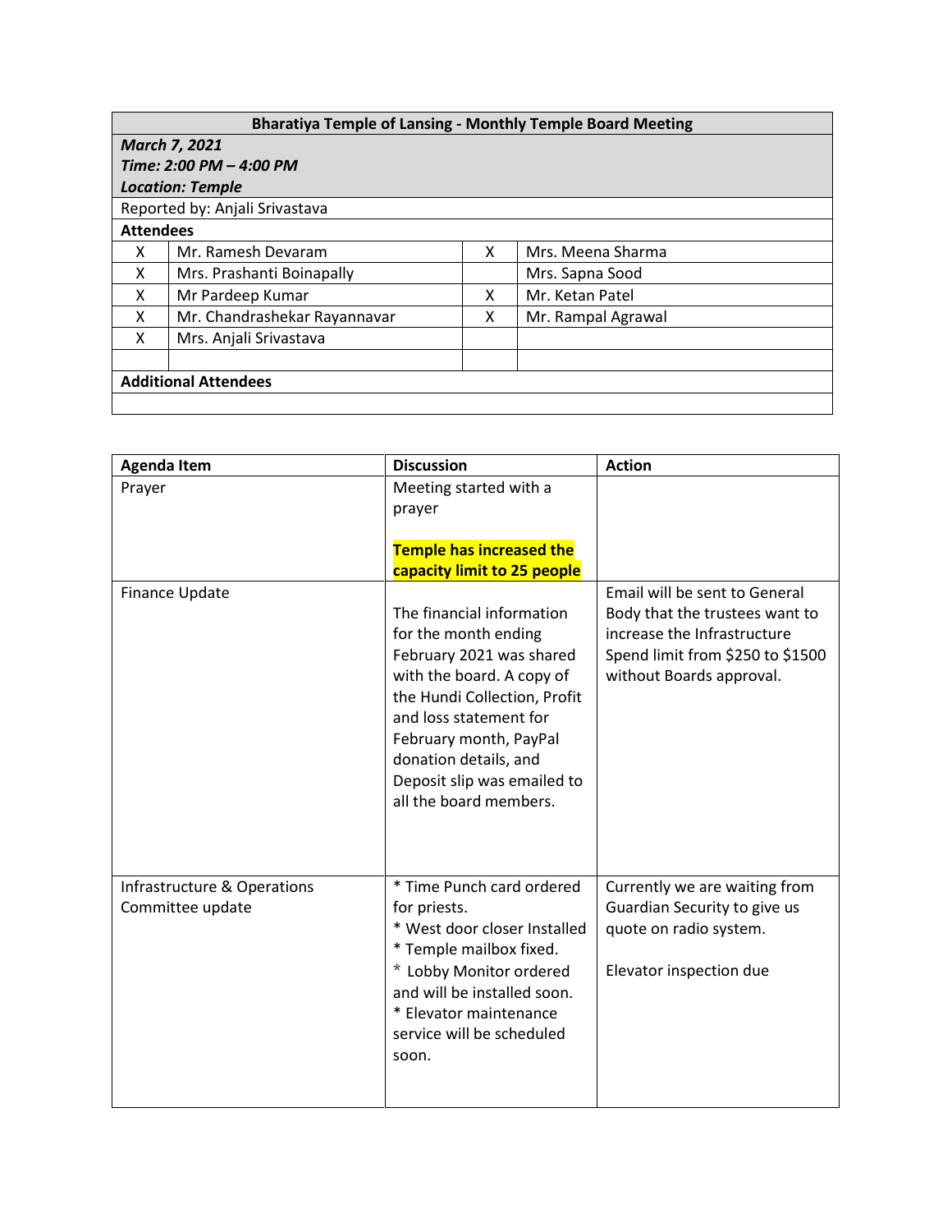| Bharatiya Temple of Lansing - Monthly Temple Board Meeting | | | |
|---|---|---|---|
| ***March 7, 2021*** | | | |
| ***Time: 2:00 PM – 4:00 PM*** | | | |
| ***Location: Temple*** | | | |
| Reported by: Anjali Srivastava | | | |
| **Attendees** | | | |
| X | Mr. Ramesh Devaram | X | Mrs. Meena Sharma |
| X | Mrs. Prashanti Boinapally | | Mrs. Sapna Sood |
| X | Mr Pardeep Kumar | X | Mr. Ketan Patel |
| X | Mr. Chandrashekar Rayannavar | X | Mr. Rampal Agrawal |
| X | Mrs. Anjali Srivastava | | |
| | | | |
| **Additional Attendees** | | | |
| | | | |

| Agenda Item | Discussion | Action |
|---|---|---|
| Prayer | Meeting started with a prayer<br><br>**Temple has increased the capacity limit to 25 people** | |
| Finance Update | The financial information for the month ending February 2021 was shared with the board. A copy of the Hundi Collection, Profit and loss statement for February month, PayPal donation details, and Deposit slip was emailed to all the board members. | Email will be sent to General Body that the trustees want to increase the Infrastructure Spend limit from $250 to $1500 without Boards approval. |
| Infrastructure & Operations Committee update | * Time Punch card ordered for priests.<br>* West door closer Installed<br>* Temple mailbox fixed.<br>* Lobby Monitor ordered and will be installed soon.<br>* Elevator maintenance service will be scheduled soon. | Currently we are waiting from Guardian Security to give us quote on radio system.<br><br>Elevator inspection due |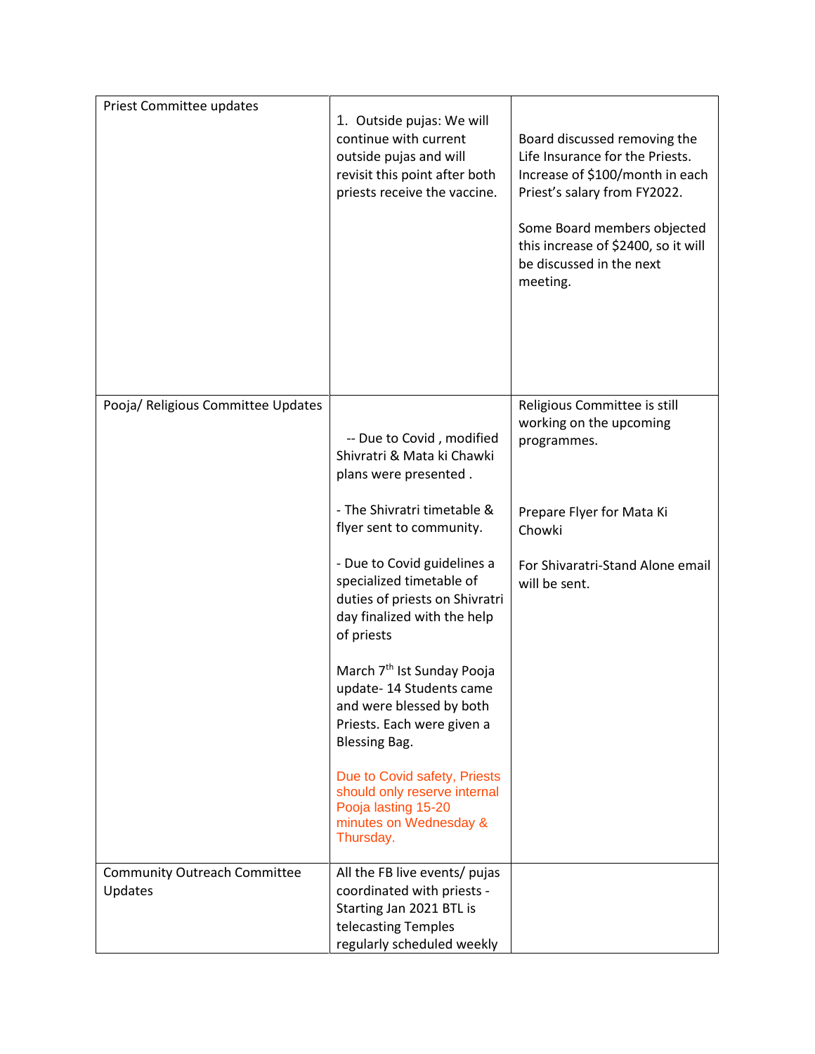| Priest Committee updates | 1. Outside pujas: We will continue with current outside pujas and will revisit this point after both priests receive the vaccine. | Board discussed removing the Life Insurance for the Priests. Increase of $100/month in each Priest's salary from FY2022.<br><br>Some Board members objected this increase of $2400, so it will be discussed in the next meeting. |
|---|---|---|
| Pooja/ Religious Committee Updates | -- Due to Covid , modified Shivratri & Mata ki Chawki plans were presented .<br><br>- The Shivratri timetable & flyer sent to community.<br><br>- Due to Covid guidelines a specialized timetable of duties of priests on Shivratri day finalized with the help of priests<br><br>March 7th Ist Sunday Pooja update- 14 Students came and were blessed by both Priests. Each were given a Blessing Bag.<br><br>Due to Covid safety, Priests should only reserve internal Pooja lasting 15-20 minutes on Wednesday & Thursday. | Religious Committee is still working on the upcoming programmes.<br><br>Prepare Flyer for Mata Ki Chowki<br><br>For Shivaratri-Stand Alone email will be sent. |
| Community Outreach Committee Updates | All the FB live events/ pujas coordinated with priests - Starting Jan 2021 BTL is telecasting Temples regularly scheduled weekly | |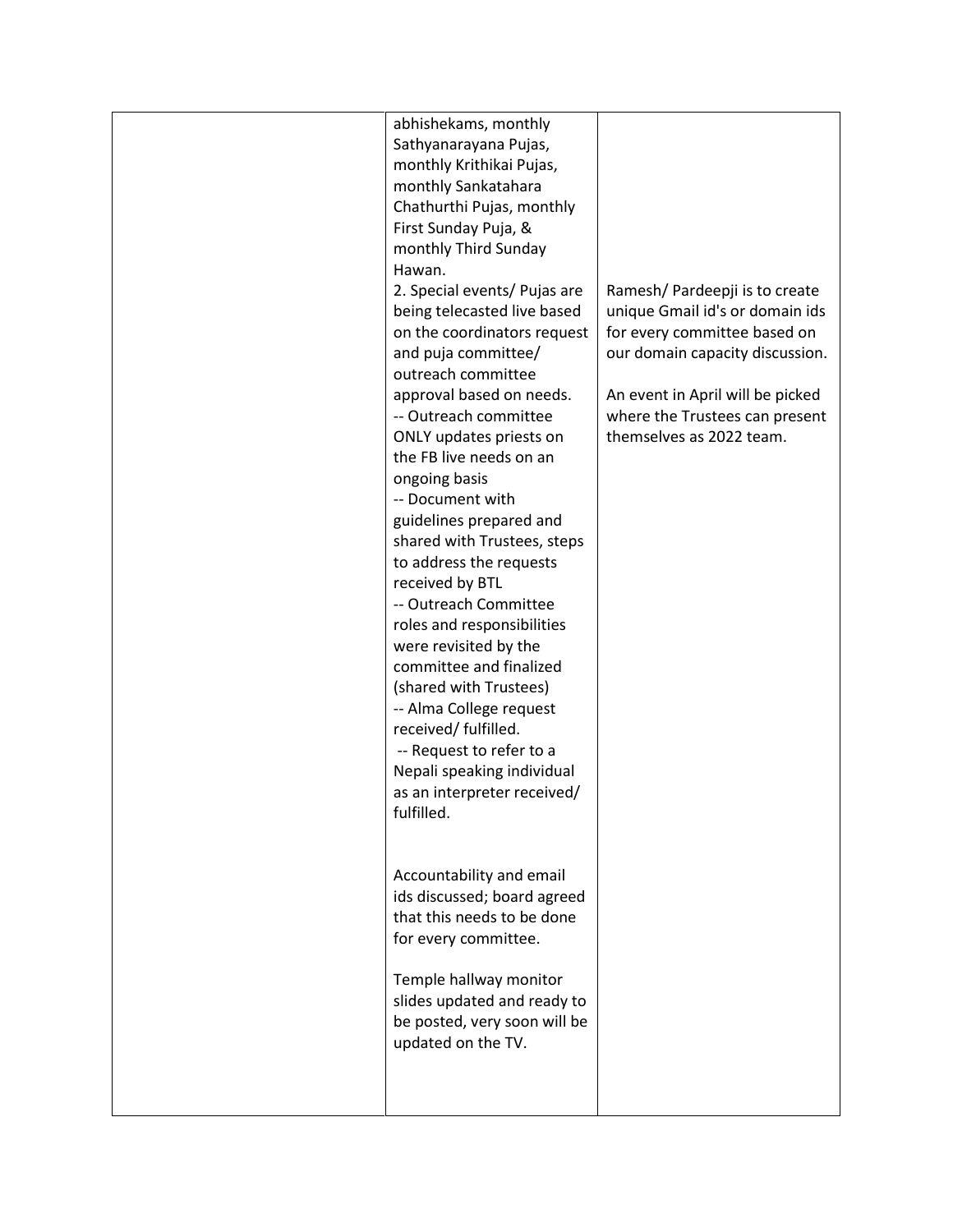|  |  |  |
|---|---|---|
|  | abhishekams, monthly Sathyanarayana Pujas, monthly Krithikai Pujas, monthly Sankatahara Chathurthi Pujas, monthly First Sunday Puja, & monthly Third Sunday Hawan.<br>2. Special events/ Pujas are being telecasted live based on the coordinators request and puja committee/ outreach committee approval based on needs.<br>-- Outreach committee ONLY updates priests on the FB live needs on an ongoing basis<br>-- Document with guidelines prepared and shared with Trustees, steps to address the requests received by BTL<br>-- Outreach Committee roles and responsibilities were revisited by the committee and finalized (shared with Trustees)<br>-- Alma College request received/ fulfilled.<br>-- Request to refer to a Nepali speaking individual as an interpreter received/ fulfilled.<br><br>Accountability and email ids discussed; board agreed that this needs to be done for every committee.<br><br>Temple hallway monitor slides updated and ready to be posted, very soon will be updated on the TV. | Ramesh/ Pardeepji is to create unique Gmail id's or domain ids for every committee based on our domain capacity discussion.<br><br>An event in April will be picked where the Trustees can present themselves as 2022 team. |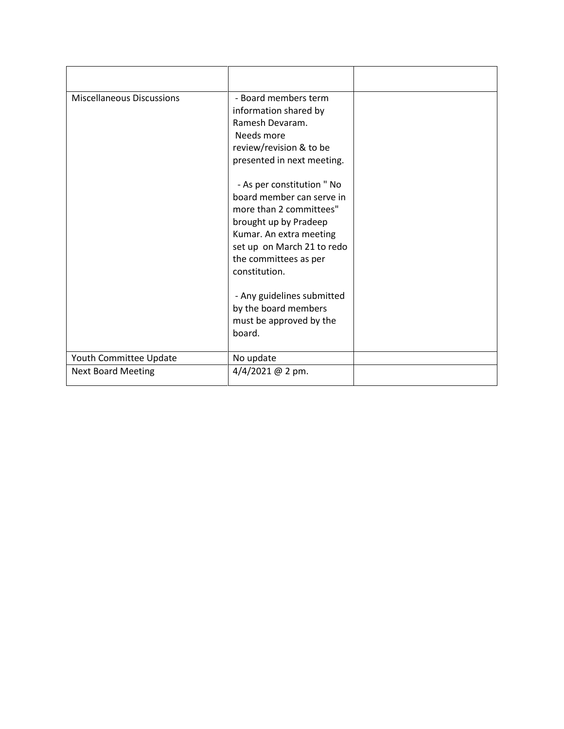| | | |
|---|---|---|
| Miscellaneous Discussions | - Board members term information shared by Ramesh Devaram. Needs more review/revision & to be presented in next meeting.<br><br>- As per constitution " No board member can serve in more than 2 committees" brought up by Pradeep Kumar. An extra meeting set up on March 21 to redo the committees as per constitution.<br><br>- Any guidelines submitted by the board members must be approved by the board. | |
| Youth Committee Update | No update | |
| Next Board Meeting | 4/4/2021 @ 2 pm. | |